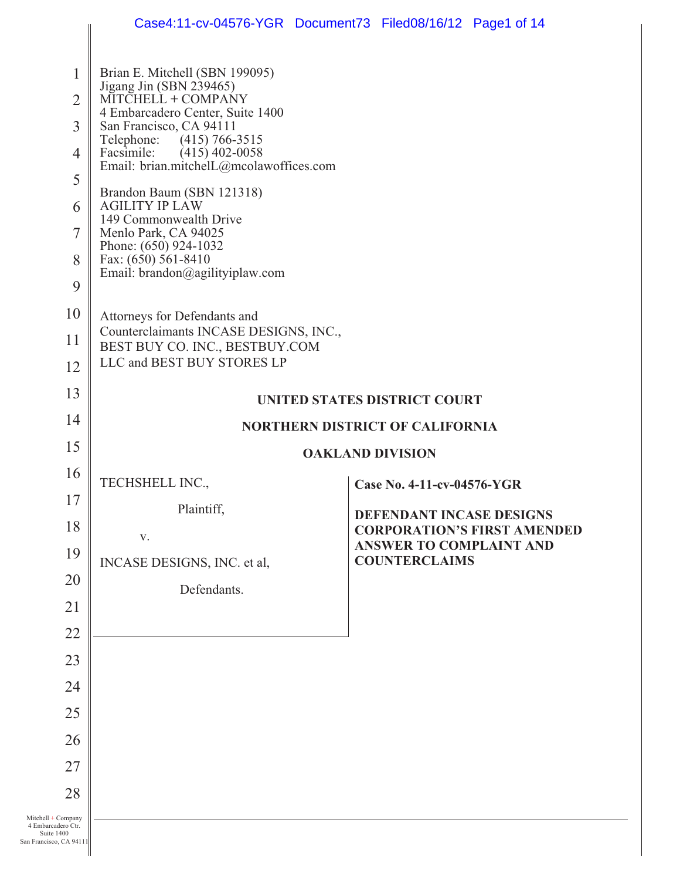Brian E. Mitchell (SBN 199095)
Jigang Jin (SBN 239465)
MITCHELL + COMPANY
4 Embarcadero Center, Suite 1400
San Francisco, CA 94111
Telephone: (415) 766-3515
Facsimile: (415) 402-0058
Email: brian.mitchelL@mcolawoffices.com

Brandon Baum (SBN 121318)
AGILITY IP LAW
149 Commonwealth Drive
Menlo Park, CA 94025
Phone: (650) 924-1032
Fax: (650) 561-8410
Email: brandon@agilityiplaw.com

Attorneys for Defendants and
Counterclaimants INCASE DESIGNS, INC.,
BEST BUY CO. INC., BESTBUY.COM
LLC and BEST BUY STORES LP

**UNITED STATES DISTRICT COURT**

**NORTHERN DISTRICT OF CALIFORNIA**

**OAKLAND DIVISION**

| | |
|---|---|
| TECHSHELL INC.,<br><br>Plaintiff,<br><br>v.<br><br>INCASE DESIGNS, INC. et al,<br><br>Defendants. | **Case No. 4-11-cv-04576-YGR**<br><br>**DEFENDANT INCASE DESIGNS CORPORATION'S FIRST AMENDED ANSWER TO COMPLAINT AND COUNTERCLAIMS** |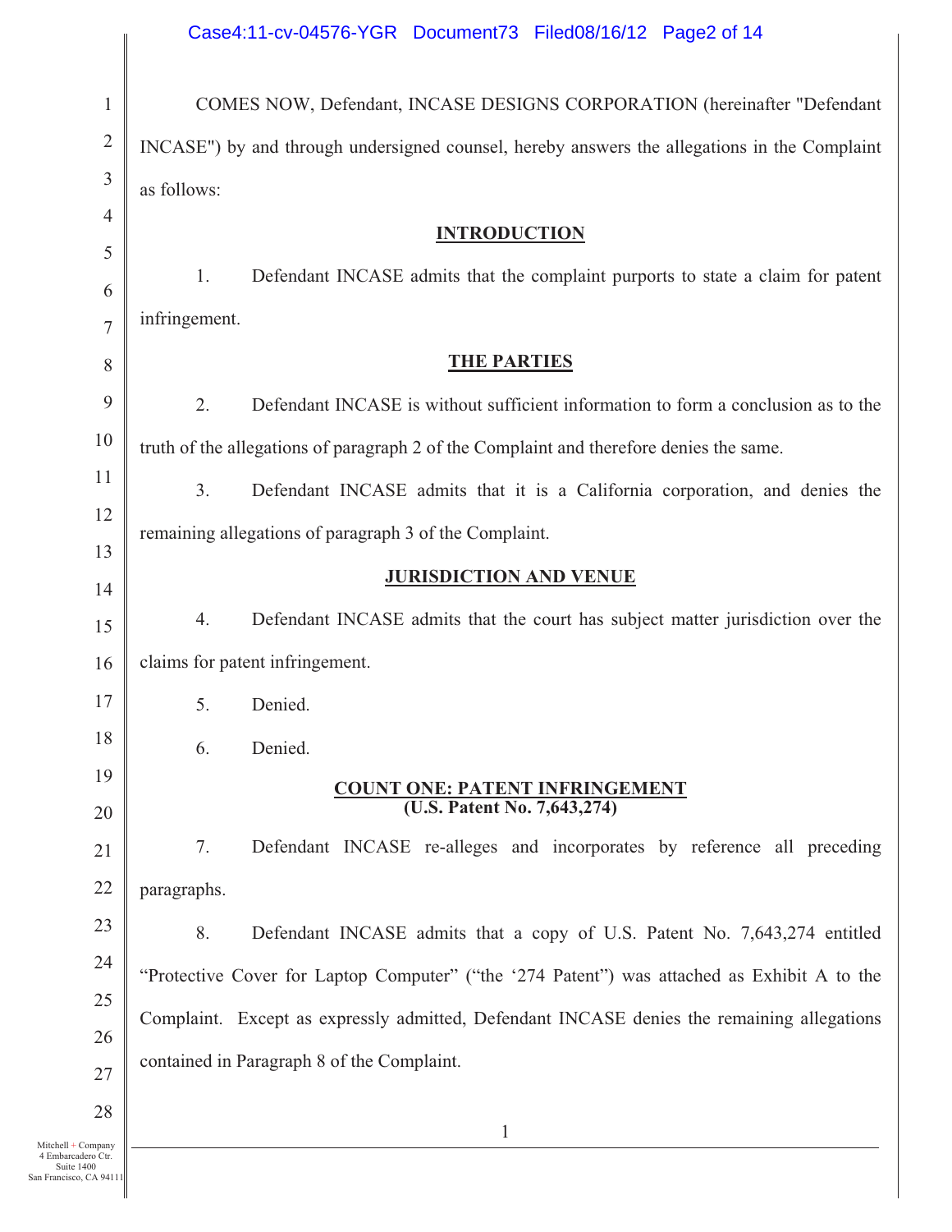COMES NOW, Defendant, INCASE DESIGNS CORPORATION (hereinafter "Defendant INCASE") by and through undersigned counsel, hereby answers the allegations in the Complaint as follows:

## INTRODUCTION

1. Defendant INCASE admits that the complaint purports to state a claim for patent infringement.

## THE PARTIES

2. Defendant INCASE is without sufficient information to form a conclusion as to the truth of the allegations of paragraph 2 of the Complaint and therefore denies the same.

3. Defendant INCASE admits that it is a California corporation, and denies the remaining allegations of paragraph 3 of the Complaint.

## JURISDICTION AND VENUE

4. Defendant INCASE admits that the court has subject matter jurisdiction over the claims for patent infringement.

5. Denied.

6. Denied.

## COUNT ONE: PATENT INFRINGEMENT
### (U.S. Patent No. 7,643,274)

7. Defendant INCASE re-alleges and incorporates by reference all preceding paragraphs.

8. Defendant INCASE admits that a copy of U.S. Patent No. 7,643,274 entitled "Protective Cover for Laptop Computer" ("the '274 Patent") was attached as Exhibit A to the Complaint. Except as expressly admitted, Defendant INCASE denies the remaining allegations contained in Paragraph 8 of the Complaint.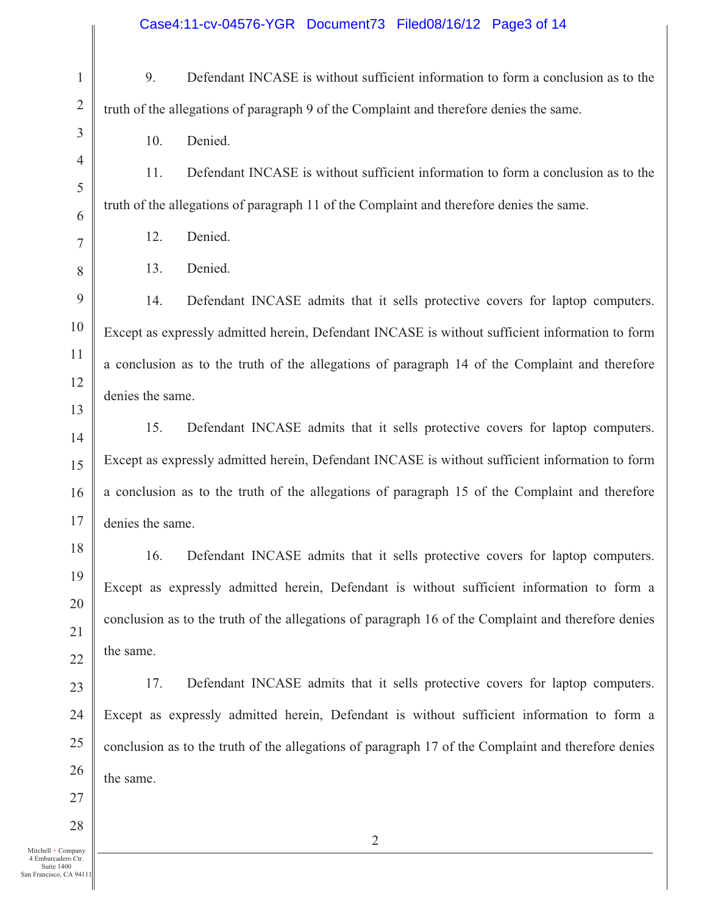9. Defendant INCASE is without sufficient information to form a conclusion as to the truth of the allegations of paragraph 9 of the Complaint and therefore denies the same.

10. Denied.

11. Defendant INCASE is without sufficient information to form a conclusion as to the truth of the allegations of paragraph 11 of the Complaint and therefore denies the same.

12. Denied.

13. Denied.

14. Defendant INCASE admits that it sells protective covers for laptop computers. Except as expressly admitted herein, Defendant INCASE is without sufficient information to form a conclusion as to the truth of the allegations of paragraph 14 of the Complaint and therefore denies the same.

15. Defendant INCASE admits that it sells protective covers for laptop computers. Except as expressly admitted herein, Defendant INCASE is without sufficient information to form a conclusion as to the truth of the allegations of paragraph 15 of the Complaint and therefore denies the same.

16. Defendant INCASE admits that it sells protective covers for laptop computers. Except as expressly admitted herein, Defendant is without sufficient information to form a conclusion as to the truth of the allegations of paragraph 16 of the Complaint and therefore denies the same.

17. Defendant INCASE admits that it sells protective covers for laptop computers. Except as expressly admitted herein, Defendant is without sufficient information to form a conclusion as to the truth of the allegations of paragraph 17 of the Complaint and therefore denies the same.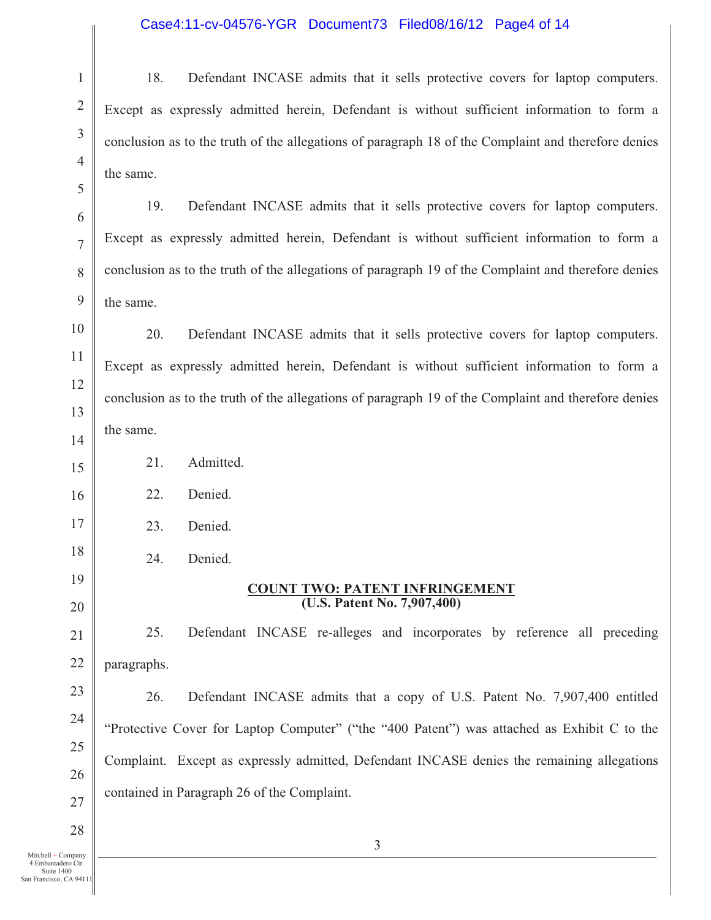18. Defendant INCASE admits that it sells protective covers for laptop computers. Except as expressly admitted herein, Defendant is without sufficient information to form a conclusion as to the truth of the allegations of paragraph 18 of the Complaint and therefore denies the same.

19. Defendant INCASE admits that it sells protective covers for laptop computers. Except as expressly admitted herein, Defendant is without sufficient information to form a conclusion as to the truth of the allegations of paragraph 19 of the Complaint and therefore denies the same.

20. Defendant INCASE admits that it sells protective covers for laptop computers. Except as expressly admitted herein, Defendant is without sufficient information to form a conclusion as to the truth of the allegations of paragraph 19 of the Complaint and therefore denies the same.

21. Admitted.

22. Denied.

23. Denied.

24. Denied.

**COUNT TWO: PATENT INFRINGEMENT**
**(U.S. Patent No. 7,907,400)**

25. Defendant INCASE re-alleges and incorporates by reference all preceding paragraphs.

26. Defendant INCASE admits that a copy of U.S. Patent No. 7,907,400 entitled "Protective Cover for Laptop Computer" ("the "400 Patent") was attached as Exhibit C to the Complaint. Except as expressly admitted, Defendant INCASE denies the remaining allegations contained in Paragraph 26 of the Complaint.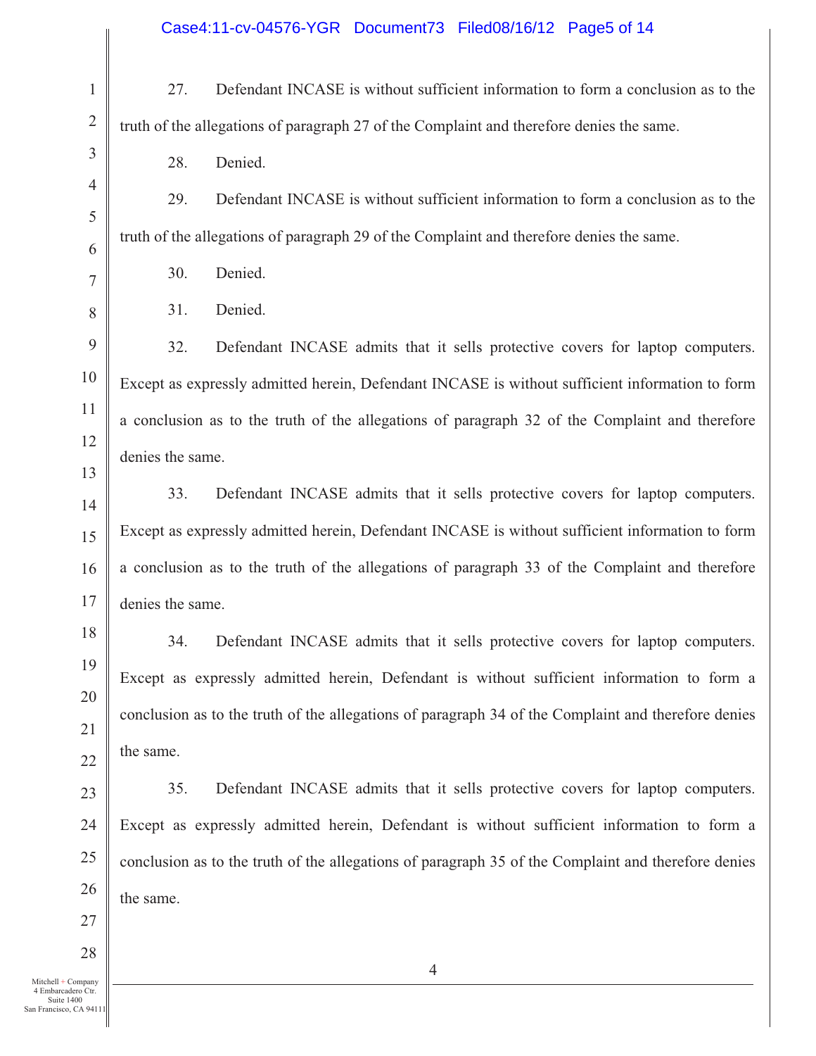27. Defendant INCASE is without sufficient information to form a conclusion as to the truth of the allegations of paragraph 27 of the Complaint and therefore denies the same.

28. Denied.

29. Defendant INCASE is without sufficient information to form a conclusion as to the truth of the allegations of paragraph 29 of the Complaint and therefore denies the same.

30. Denied.

31. Denied.

32. Defendant INCASE admits that it sells protective covers for laptop computers. Except as expressly admitted herein, Defendant INCASE is without sufficient information to form a conclusion as to the truth of the allegations of paragraph 32 of the Complaint and therefore denies the same.

33. Defendant INCASE admits that it sells protective covers for laptop computers. Except as expressly admitted herein, Defendant INCASE is without sufficient information to form a conclusion as to the truth of the allegations of paragraph 33 of the Complaint and therefore denies the same.

34. Defendant INCASE admits that it sells protective covers for laptop computers. Except as expressly admitted herein, Defendant is without sufficient information to form a conclusion as to the truth of the allegations of paragraph 34 of the Complaint and therefore denies the same.

35. Defendant INCASE admits that it sells protective covers for laptop computers. Except as expressly admitted herein, Defendant is without sufficient information to form a conclusion as to the truth of the allegations of paragraph 35 of the Complaint and therefore denies the same.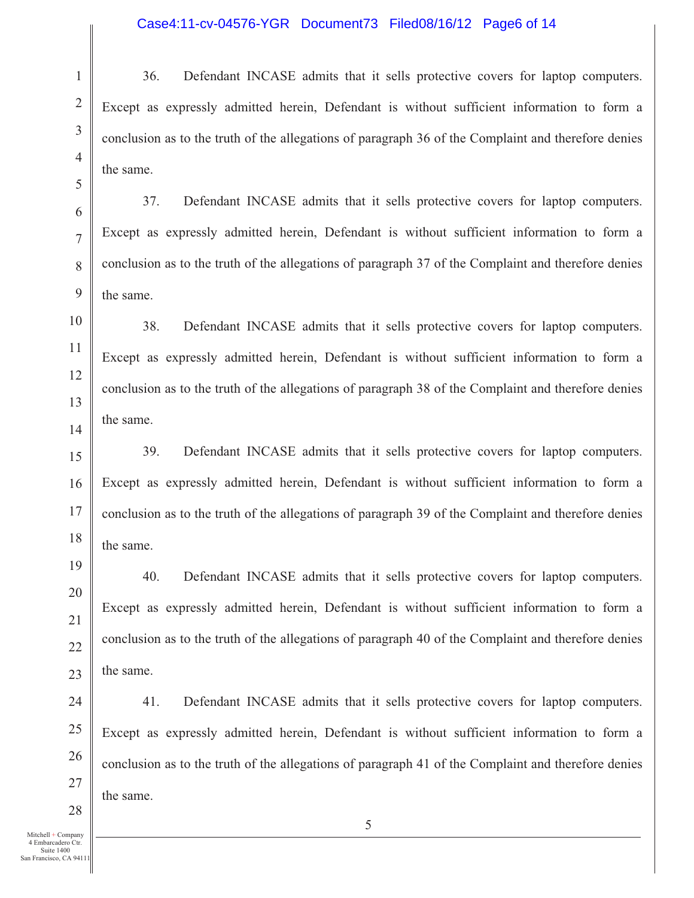36. Defendant INCASE admits that it sells protective covers for laptop computers. Except as expressly admitted herein, Defendant is without sufficient information to form a conclusion as to the truth of the allegations of paragraph 36 of the Complaint and therefore denies the same.

37. Defendant INCASE admits that it sells protective covers for laptop computers. Except as expressly admitted herein, Defendant is without sufficient information to form a conclusion as to the truth of the allegations of paragraph 37 of the Complaint and therefore denies the same.

38. Defendant INCASE admits that it sells protective covers for laptop computers. Except as expressly admitted herein, Defendant is without sufficient information to form a conclusion as to the truth of the allegations of paragraph 38 of the Complaint and therefore denies the same.

39. Defendant INCASE admits that it sells protective covers for laptop computers. Except as expressly admitted herein, Defendant is without sufficient information to form a conclusion as to the truth of the allegations of paragraph 39 of the Complaint and therefore denies the same.

40. Defendant INCASE admits that it sells protective covers for laptop computers. Except as expressly admitted herein, Defendant is without sufficient information to form a conclusion as to the truth of the allegations of paragraph 40 of the Complaint and therefore denies the same.

41. Defendant INCASE admits that it sells protective covers for laptop computers. Except as expressly admitted herein, Defendant is without sufficient information to form a conclusion as to the truth of the allegations of paragraph 41 of the Complaint and therefore denies the same.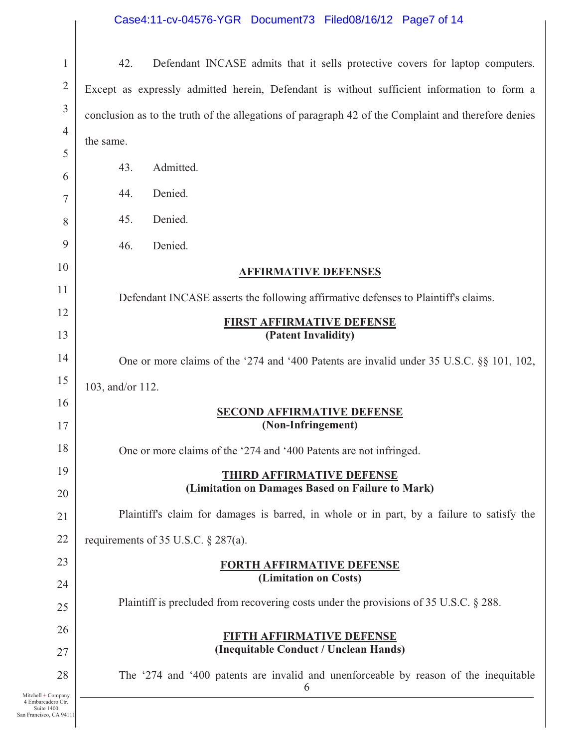42. Defendant INCASE admits that it sells protective covers for laptop computers. Except as expressly admitted herein, Defendant is without sufficient information to form a conclusion as to the truth of the allegations of paragraph 42 of the Complaint and therefore denies the same.

43. Admitted.

44. Denied.

45. Denied.

46. Denied.

## AFFIRMATIVE DEFENSES

Defendant INCASE asserts the following affirmative defenses to Plaintiff's claims.

### FIRST AFFIRMATIVE DEFENSE
### (Patent Invalidity)

One or more claims of the '274 and '400 Patents are invalid under 35 U.S.C. §§ 101, 102, 103, and/or 112.

### SECOND AFFIRMATIVE DEFENSE
### (Non-Infringement)

One or more claims of the '274 and '400 Patents are not infringed.

### THIRD AFFIRMATIVE DEFENSE
### (Limitation on Damages Based on Failure to Mark)

Plaintiff's claim for damages is barred, in whole or in part, by a failure to satisfy the requirements of 35 U.S.C. § 287(a).

### FORTH AFFIRMATIVE DEFENSE
### (Limitation on Costs)

Plaintiff is precluded from recovering costs under the provisions of 35 U.S.C. § 288.

### FIFTH AFFIRMATIVE DEFENSE
### (Inequitable Conduct / Unclean Hands)

The '274 and '400 patents are invalid and unenforceable by reason of the inequitable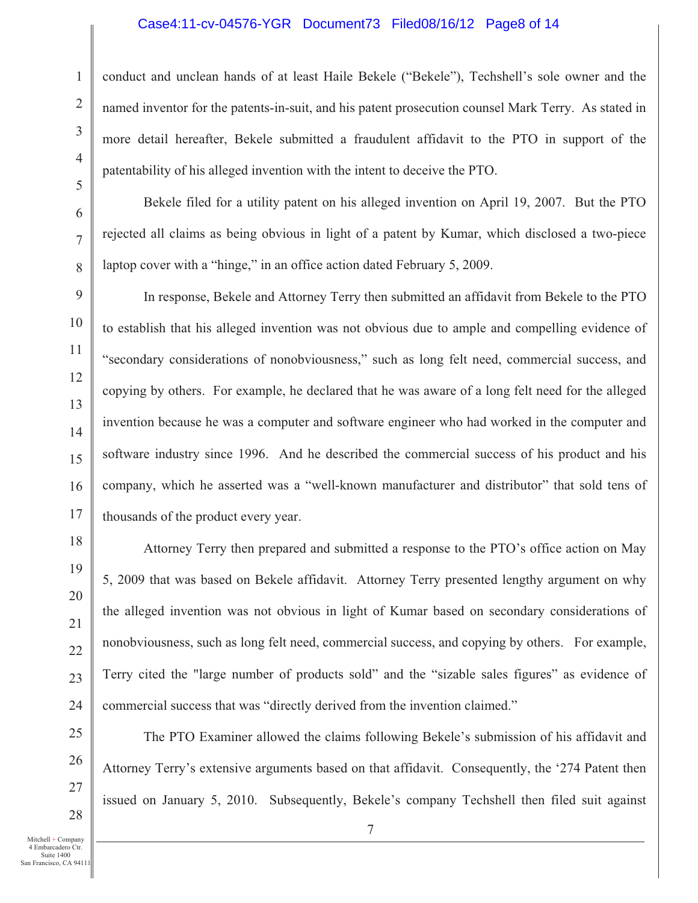conduct and unclean hands of at least Haile Bekele ("Bekele"), Techshell's sole owner and the named inventor for the patents-in-suit, and his patent prosecution counsel Mark Terry. As stated in more detail hereafter, Bekele submitted a fraudulent affidavit to the PTO in support of the patentability of his alleged invention with the intent to deceive the PTO.

Bekele filed for a utility patent on his alleged invention on April 19, 2007. But the PTO rejected all claims as being obvious in light of a patent by Kumar, which disclosed a two-piece laptop cover with a "hinge," in an office action dated February 5, 2009.

In response, Bekele and Attorney Terry then submitted an affidavit from Bekele to the PTO to establish that his alleged invention was not obvious due to ample and compelling evidence of "secondary considerations of nonobviousness," such as long felt need, commercial success, and copying by others. For example, he declared that he was aware of a long felt need for the alleged invention because he was a computer and software engineer who had worked in the computer and software industry since 1996. And he described the commercial success of his product and his company, which he asserted was a "well-known manufacturer and distributor" that sold tens of thousands of the product every year.

Attorney Terry then prepared and submitted a response to the PTO's office action on May 5, 2009 that was based on Bekele affidavit. Attorney Terry presented lengthy argument on why the alleged invention was not obvious in light of Kumar based on secondary considerations of nonobviousness, such as long felt need, commercial success, and copying by others. For example, Terry cited the "large number of products sold" and the "sizable sales figures" as evidence of commercial success that was "directly derived from the invention claimed."

The PTO Examiner allowed the claims following Bekele's submission of his affidavit and Attorney Terry's extensive arguments based on that affidavit. Consequently, the '274 Patent then issued on January 5, 2010. Subsequently, Bekele's company Techshell then filed suit against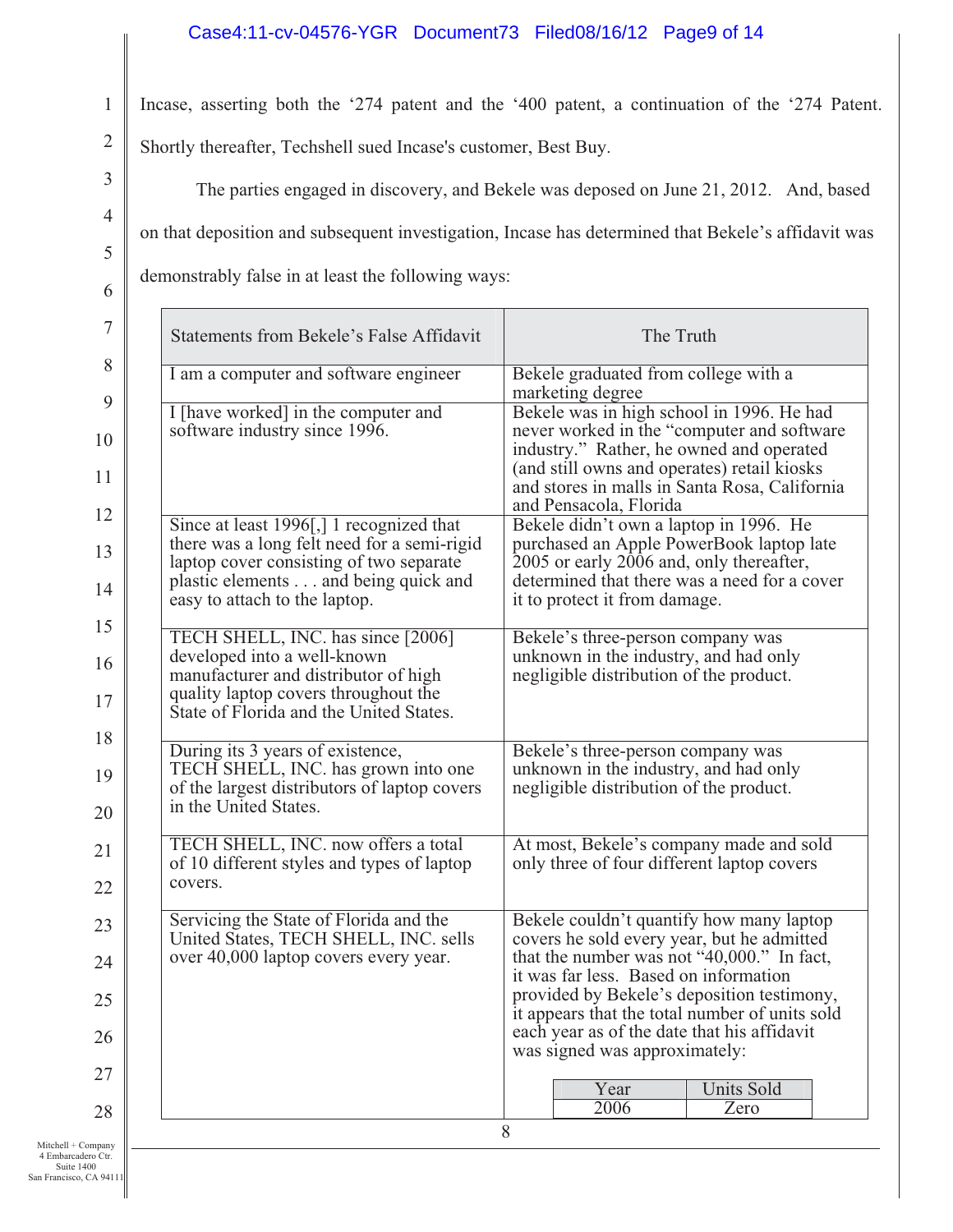Incase, asserting both the '274 patent and the '400 patent, a continuation of the '274 Patent. Shortly thereafter, Techshell sued Incase's customer, Best Buy.

The parties engaged in discovery, and Bekele was deposed on June 21, 2012. And, based on that deposition and subsequent investigation, Incase has determined that Bekele's affidavit was demonstrably false in at least the following ways:

| Statements from Bekele's False Affidavit | The Truth |
|---|---|
| I am a computer and software engineer | Bekele graduated from college with a marketing degree |
| I [have worked] in the computer and software industry since 1996. | Bekele was in high school in 1996. He had never worked in the "computer and software industry." Rather, he owned and operated (and still owns and operates) retail kiosks and stores in malls in Santa Rosa, California and Pensacola, Florida |
| Since at least 1996[,] 1 recognized that there was a long felt need for a semi-rigid laptop cover consisting of two separate plastic elements . . . and being quick and easy to attach to the laptop. | Bekele didn't own a laptop in 1996. He purchased an Apple PowerBook laptop late 2005 or early 2006 and, only thereafter, determined that there was a need for a cover it to protect it from damage. |
| TECH SHELL, INC. has since [2006] developed into a well-known manufacturer and distributor of high quality laptop covers throughout the State of Florida and the United States. | Bekele's three-person company was unknown in the industry, and had only negligible distribution of the product. |
| During its 3 years of existence, TECH SHELL, INC. has grown into one of the largest distributors of laptop covers in the United States. | Bekele's three-person company was unknown in the industry, and had only negligible distribution of the product. |
| TECH SHELL, INC. now offers a total of 10 different styles and types of laptop covers. | At most, Bekele's company made and sold only three of four different laptop covers |
| Servicing the State of Florida and the United States, TECH SHELL, INC. sells over 40,000 laptop covers every year. | Bekele couldn't quantify how many laptop covers he sold every year, but he admitted that the number was not "40,000." In fact, it was far less. Based on information provided by Bekele's deposition testimony, it appears that the total number of units sold each year as of the date that his affidavit was signed was approximately: |

| Year | Units Sold |
|---|---|
| 2006 | Zero |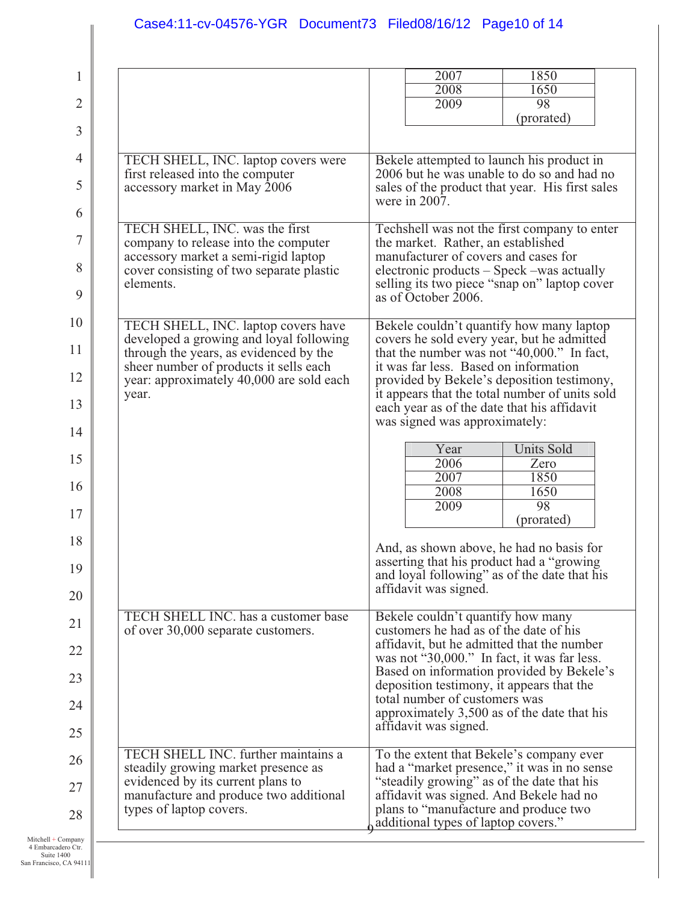| | |
|---|---|
| | 2007 — 1850<br>2008 — 1650<br>2009 — 98 (prorated) |
| TECH SHELL, INC. laptop covers were first released into the computer accessory market in May 2006 | Bekele attempted to launch his product in 2006 but he was unable to do so and had no sales of the product that year. His first sales were in 2007. |
| TECH SHELL, INC. was the first company to release into the computer accessory market a semi-rigid laptop cover consisting of two separate plastic elements. | Techshell was not the first company to enter the market. Rather, an established manufacturer of covers and cases for electronic products – Speck –was actually selling its two piece "snap on" laptop cover as of October 2006. |
| TECH SHELL, INC. laptop covers have developed a growing and loyal following through the years, as evidenced by the sheer number of products it sells each year: approximately 40,000 are sold each year. | Bekele couldn't quantify how many laptop covers he sold every year, but he admitted that the number was not "40,000." In fact, it was far less. Based on information provided by Bekele's deposition testimony, it appears that the total number of units sold each year as of the date that his affidavit was signed was approximately:<br><br>Year — Units Sold<br>2006 — Zero<br>2007 — 1850<br>2008 — 1650<br>2009 — 98 (prorated)<br><br>And, as shown above, he had no basis for asserting that his product had a "growing and loyal following" as of the date that his affidavit was signed. |
| TECH SHELL INC. has a customer base of over 30,000 separate customers. | Bekele couldn't quantify how many customers he had as of the date of his affidavit, but he admitted that the number was not "30,000." In fact, it was far less. Based on information provided by Bekele's deposition testimony, it appears that the total number of customers was approximately 3,500 as of the date that his affidavit was signed. |
| TECH SHELL INC. further maintains a steadily growing market presence as evidenced by its current plans to manufacture and produce two additional types of laptop covers. | To the extent that Bekele's company ever had a "market presence," it was in no sense "steadily growing" as of the date that his affidavit was signed. And Bekele had no plans to "manufacture and produce two additional types of laptop covers." |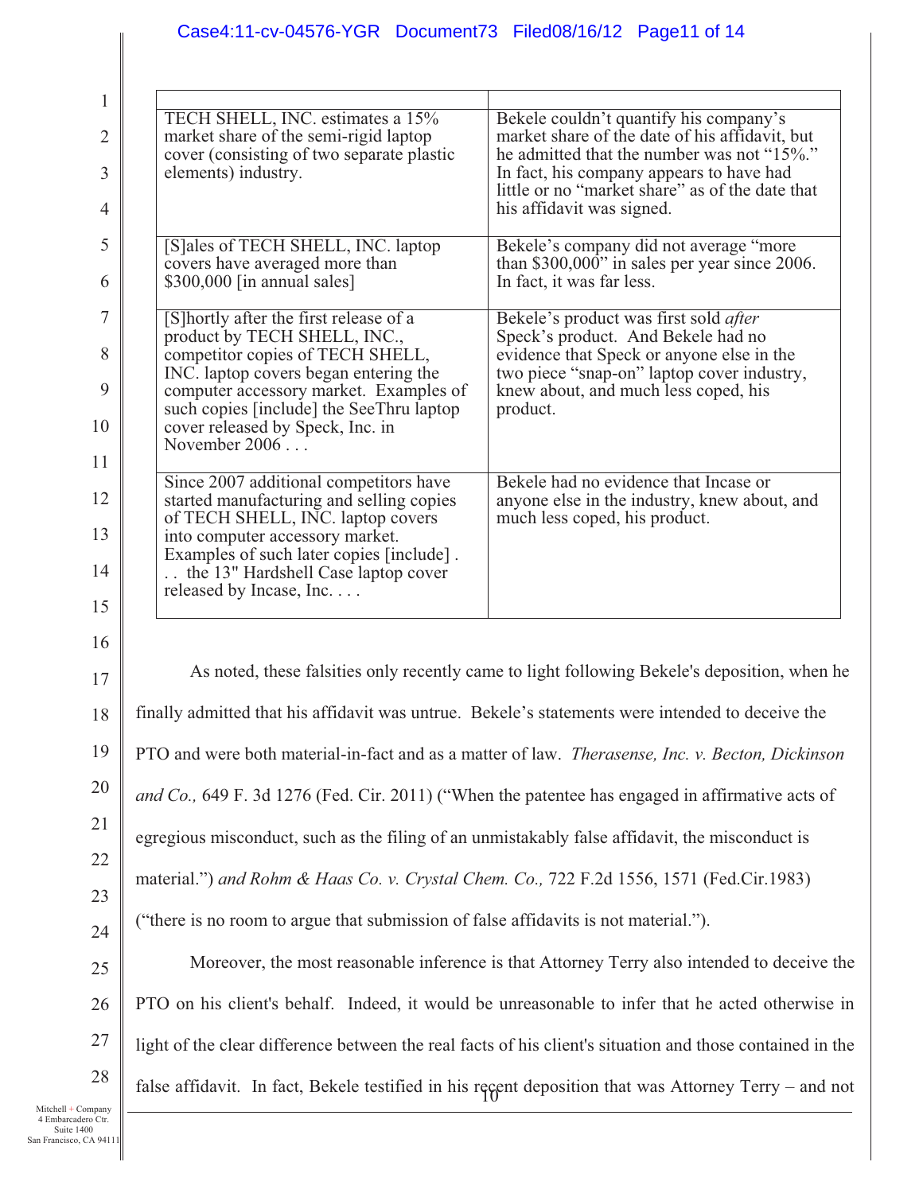| | |
|---|---|
| TECH SHELL, INC. estimates a 15% market share of the semi-rigid laptop cover (consisting of two separate plastic elements) industry. | Bekele couldn't quantify his company's market share of the date of his affidavit, but he admitted that the number was not "15%." In fact, his company appears to have had little or no "market share" as of the date that his affidavit was signed. |
| [S]ales of TECH SHELL, INC. laptop covers have averaged more than $300,000 [in annual sales] | Bekele's company did not average "more than $300,000" in sales per year since 2006. In fact, it was far less. |
| [S]hortly after the first release of a product by TECH SHELL, INC., competitor copies of TECH SHELL, INC. laptop covers began entering the computer accessory market. Examples of such copies [include] the SeeThru laptop cover released by Speck, Inc. in November 2006 . . . | Bekele's product was first sold *after* Speck's product. And Bekele had no evidence that Speck or anyone else in the two piece "snap-on" laptop cover industry, knew about, and much less coped, his product. |
| Since 2007 additional competitors have started manufacturing and selling copies of TECH SHELL, INC. laptop covers into computer accessory market. Examples of such later copies [include] . . . the 13" Hardshell Case laptop cover released by Incase, Inc. . . . | Bekele had no evidence that Incase or anyone else in the industry, knew about, and much less coped, his product. |

As noted, these falsities only recently came to light following Bekele's deposition, when he finally admitted that his affidavit was untrue. Bekele's statements were intended to deceive the PTO and were both material-in-fact and as a matter of law. *Therasense, Inc. v. Becton, Dickinson and Co.,* 649 F. 3d 1276 (Fed. Cir. 2011) ("When the patentee has engaged in affirmative acts of egregious misconduct, such as the filing of an unmistakably false affidavit, the misconduct is material.") *and Rohm & Haas Co. v. Crystal Chem. Co.,* 722 F.2d 1556, 1571 (Fed.Cir.1983) ("there is no room to argue that submission of false affidavits is not material.").

Moreover, the most reasonable inference is that Attorney Terry also intended to deceive the PTO on his client's behalf. Indeed, it would be unreasonable to infer that he acted otherwise in light of the clear difference between the real facts of his client's situation and those contained in the false affidavit. In fact, Bekele testified in his recent deposition that was Attorney Terry – and not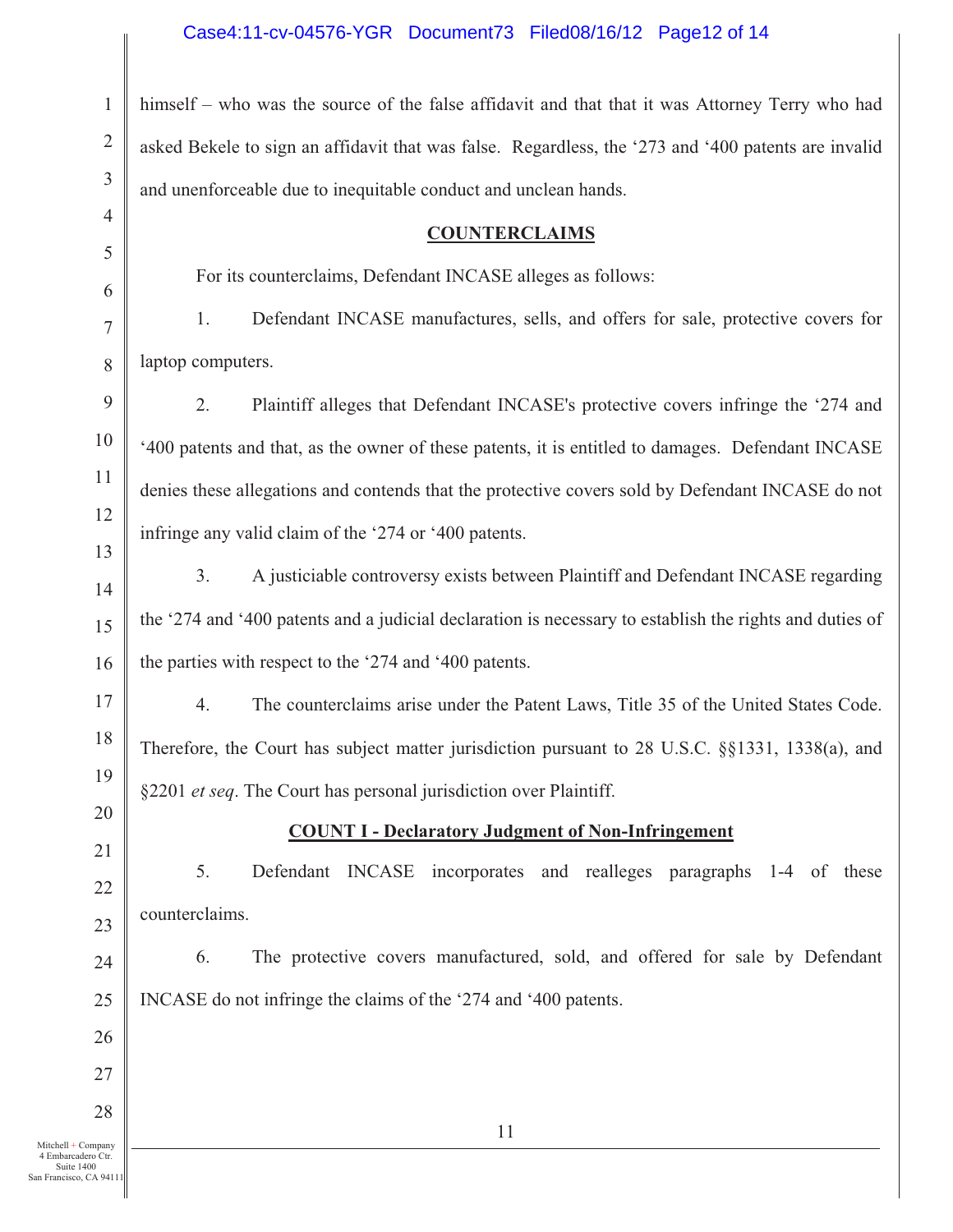himself – who was the source of the false affidavit and that that it was Attorney Terry who had asked Bekele to sign an affidavit that was false. Regardless, the ‘273 and ‘400 patents are invalid and unenforceable due to inequitable conduct and unclean hands.

## COUNTERCLAIMS

For its counterclaims, Defendant INCASE alleges as follows:

1. Defendant INCASE manufactures, sells, and offers for sale, protective covers for laptop computers.

2. Plaintiff alleges that Defendant INCASE's protective covers infringe the ‘274 and ‘400 patents and that, as the owner of these patents, it is entitled to damages. Defendant INCASE denies these allegations and contends that the protective covers sold by Defendant INCASE do not infringe any valid claim of the ‘274 or ‘400 patents.

3. A justiciable controversy exists between Plaintiff and Defendant INCASE regarding the ‘274 and ‘400 patents and a judicial declaration is necessary to establish the rights and duties of the parties with respect to the ‘274 and ‘400 patents.

4. The counterclaims arise under the Patent Laws, Title 35 of the United States Code. Therefore, the Court has subject matter jurisdiction pursuant to 28 U.S.C. §§1331, 1338(a), and §2201 *et seq*. The Court has personal jurisdiction over Plaintiff.

## COUNT I - Declaratory Judgment of Non-Infringement

5. Defendant INCASE incorporates and realleges paragraphs 1-4 of these counterclaims.

6. The protective covers manufactured, sold, and offered for sale by Defendant INCASE do not infringe the claims of the ‘274 and ‘400 patents.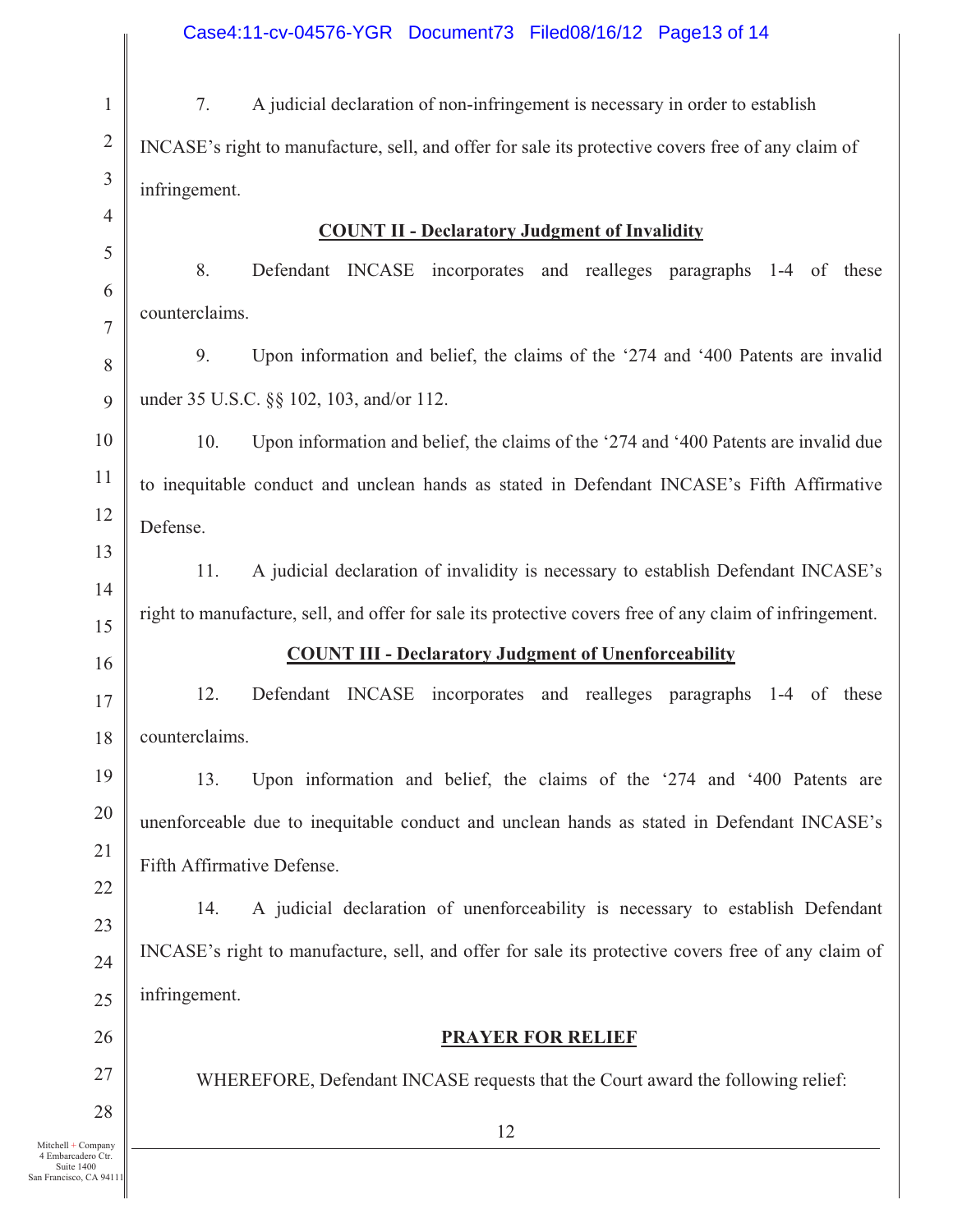7. A judicial declaration of non-infringement is necessary in order to establish INCASE's right to manufacture, sell, and offer for sale its protective covers free of any claim of infringement.

**COUNT II - Declaratory Judgment of Invalidity**

8. Defendant INCASE incorporates and realleges paragraphs 1-4 of these counterclaims.

9. Upon information and belief, the claims of the '274 and '400 Patents are invalid under 35 U.S.C. §§ 102, 103, and/or 112.

10. Upon information and belief, the claims of the '274 and '400 Patents are invalid due to inequitable conduct and unclean hands as stated in Defendant INCASE's Fifth Affirmative Defense.

11. A judicial declaration of invalidity is necessary to establish Defendant INCASE's right to manufacture, sell, and offer for sale its protective covers free of any claim of infringement.

**COUNT III - Declaratory Judgment of Unenforceability**

12. Defendant INCASE incorporates and realleges paragraphs 1-4 of these counterclaims.

13. Upon information and belief, the claims of the '274 and '400 Patents are unenforceable due to inequitable conduct and unclean hands as stated in Defendant INCASE's Fifth Affirmative Defense.

14. A judicial declaration of unenforceability is necessary to establish Defendant INCASE's right to manufacture, sell, and offer for sale its protective covers free of any claim of infringement.

**PRAYER FOR RELIEF**

WHEREFORE, Defendant INCASE requests that the Court award the following relief: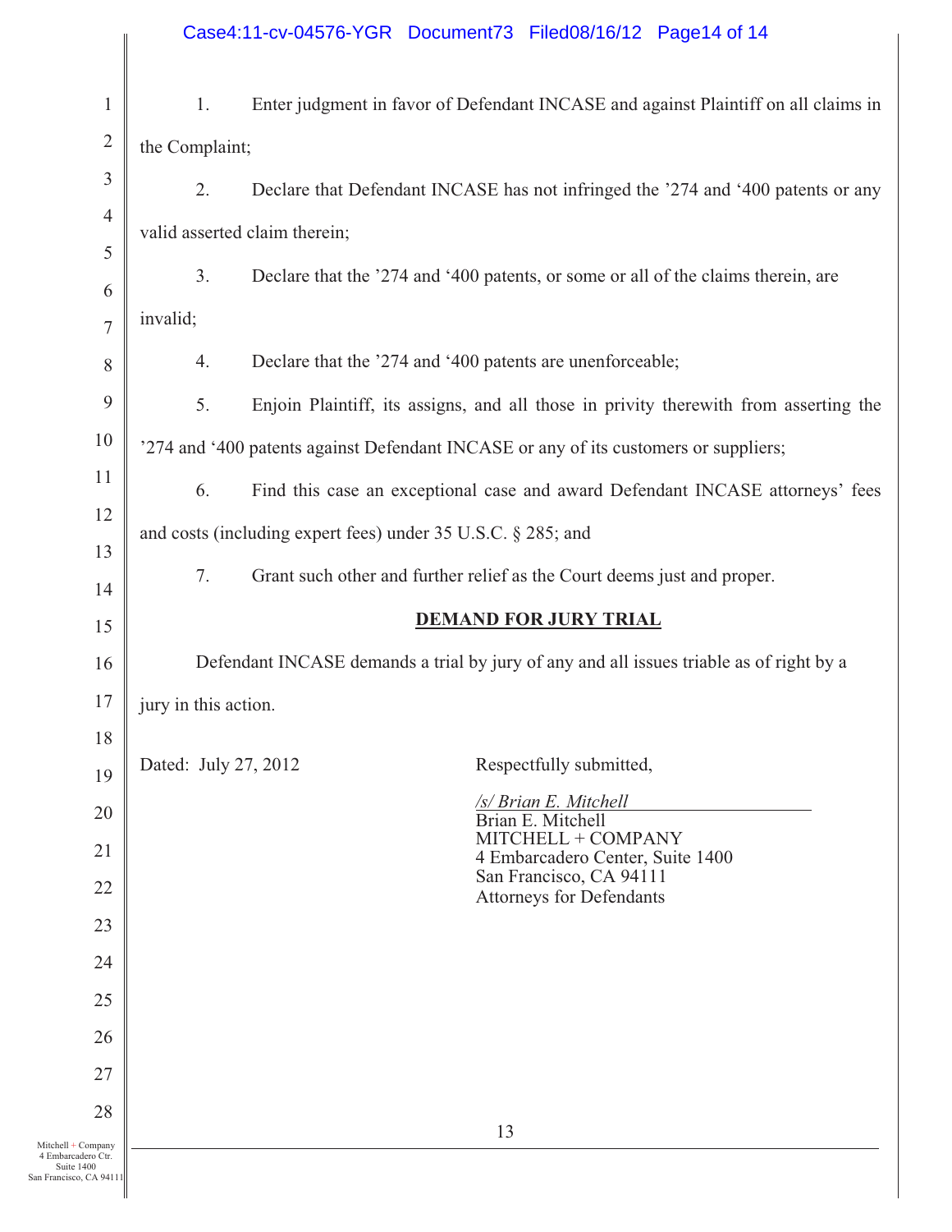1. Enter judgment in favor of Defendant INCASE and against Plaintiff on all claims in the Complaint;

2. Declare that Defendant INCASE has not infringed the ’274 and ‘400 patents or any valid asserted claim therein;

3. Declare that the ’274 and ‘400 patents, or some or all of the claims therein, are invalid;

4. Declare that the ’274 and ‘400 patents are unenforceable;

5. Enjoin Plaintiff, its assigns, and all those in privity therewith from asserting the ’274 and ‘400 patents against Defendant INCASE or any of its customers or suppliers;

6. Find this case an exceptional case and award Defendant INCASE attorneys’ fees and costs (including expert fees) under 35 U.S.C. § 285; and

7. Grant such other and further relief as the Court deems just and proper.

**DEMAND FOR JURY TRIAL**

Defendant INCASE demands a trial by jury of any and all issues triable as of right by a jury in this action.

Dated: July 27, 2012

Respectfully submitted,

*/s/ Brian E. Mitchell*
Brian E. Mitchell
MITCHELL + COMPANY
4 Embarcadero Center, Suite 1400
San Francisco, CA 94111
Attorneys for Defendants